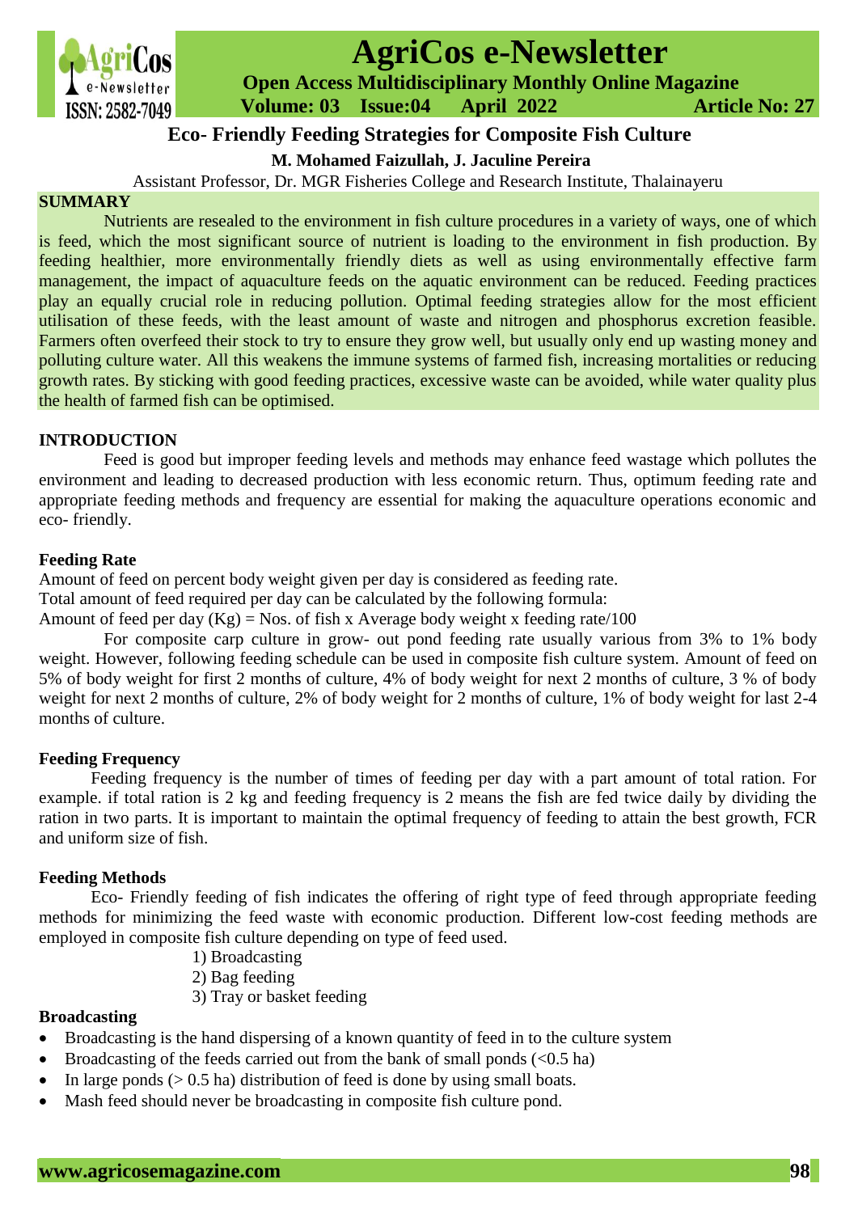# Eco- Friendly Feeding Strategies for Composite Fish Culture

**M. Mohamed Faizullah, J. Jaculine Pereira**

Assistant Professor, Dr. MGR Fisheries College and Research Institute, Thalainayeru

## SUMMARY

Nutrients are resealed to the environment in fish culture procedures in a variety of ways, one of which is feed, which the most significant source of nutrient is loading to the environment in fish production. By feeding healthier, more environmentally friendly diets as well as using environmentally effective farm management, the impact of aquaculture feeds on the aquatic environment can be reduced. Feeding practices play an equally crucial role in reducing pollution. Optimal feeding strategies allow for the most efficient utilisation of these feeds, with the least amount of waste and nitrogen and phosphorus excretion feasible. Farmers often overfeed their stock to try to ensure they grow well, but usually only end up wasting money and polluting culture water. All this weakens the immune systems of farmed fish, increasing mortalities or reducing growth rates. By sticking with good feeding practices, excessive waste can be avoided, while water quality plus the health of farmed fish can be optimised.

## INTRODUCTION

Feed is good but improper feeding levels and methods may enhance feed wastage which pollutes the environment and leading to decreased production with less economic return. Thus, optimum feeding rate and appropriate feeding methods and frequency are essential for making the aquaculture operations economic and eco- friendly.

### Feeding Rate

Amount of feed on percent body weight given per day is considered as feeding rate.

Total amount of feed required per day can be calculated by the following formula:

Amount of feed per day (Kg) = Nos. of fish x Average body weight x feeding rate/100

For composite carp culture in grow- out pond feeding rate usually various from 3% to 1% body weight. However, following feeding schedule can be used in composite fish culture system. Amount of feed on 5% of body weight for first 2 months of culture, 4% of body weight for next 2 months of culture, 3 % of body weight for next 2 months of culture, 2% of body weight for 2 months of culture, 1% of body weight for last 2-4 months of culture.

### Feeding Frequency

Feeding frequency is the number of times of feeding per day with a part amount of total ration. For example. if total ration is 2 kg and feeding frequency is 2 means the fish are fed twice daily by dividing the ration in two parts. It is important to maintain the optimal frequency of feeding to attain the best growth, FCR and uniform size of fish.

### Feeding Methods

Eco- Friendly feeding of fish indicates the offering of right type of feed through appropriate feeding methods for minimizing the feed waste with economic production. Different low-cost feeding methods are employed in composite fish culture depending on type of feed used.

1) Broadcasting
2) Bag feeding
3) Tray or basket feeding

### Broadcasting

- Broadcasting is the hand dispersing of a known quantity of feed in to the culture system
- Broadcasting of the feeds carried out from the bank of small ponds (<0.5 ha)
- In large ponds (> 0.5 ha) distribution of feed is done by using small boats.
- Mash feed should never be broadcasting in composite fish culture pond.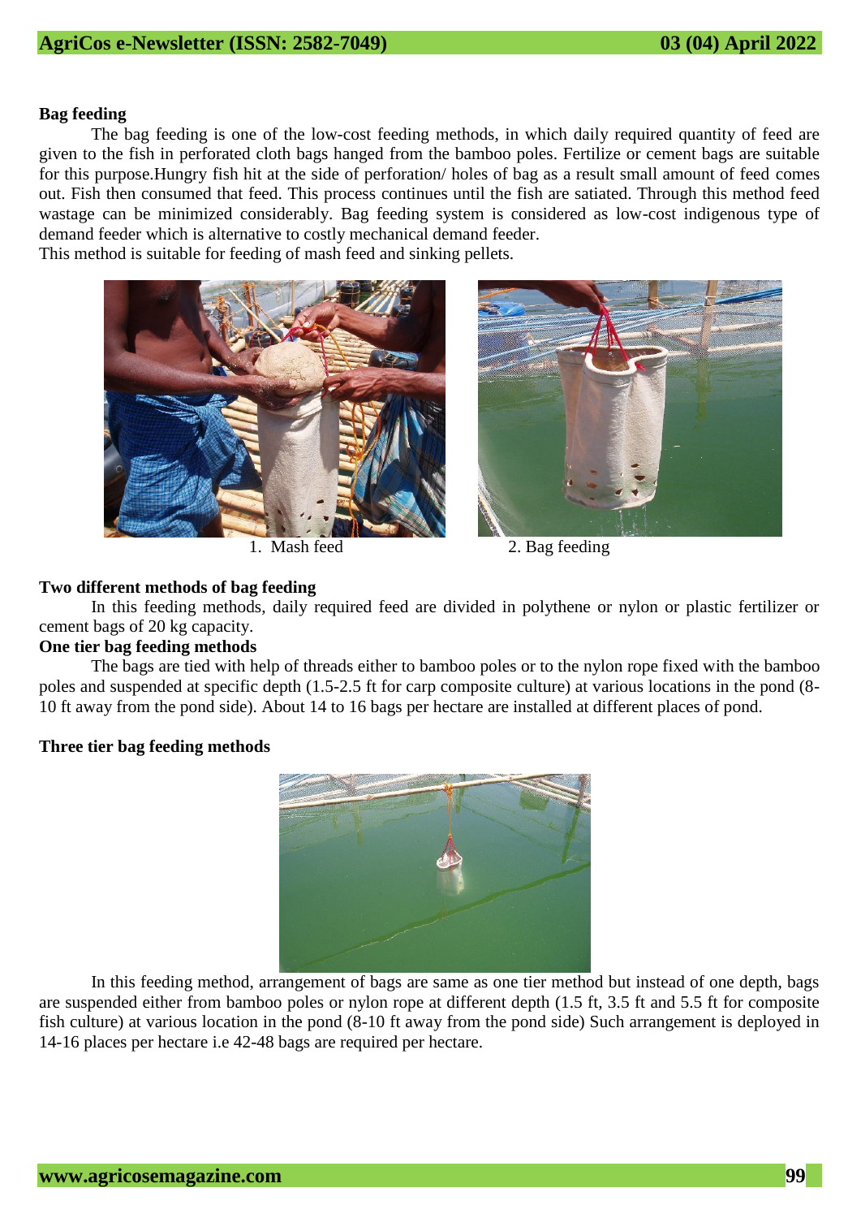**Bag feeding**

The bag feeding is one of the low-cost feeding methods, in which daily required quantity of feed are given to the fish in perforated cloth bags hanged from the bamboo poles. Fertilize or cement bags are suitable for this purpose.Hungry fish hit at the side of perforation/ holes of bag as a result small amount of feed comes out. Fish then consumed that feed. This process continues until the fish are satiated. Through this method feed wastage can be minimized considerably. Bag feeding system is considered as low-cost indigenous type of demand feeder which is alternative to costly mechanical demand feeder.
This method is suitable for feeding of mash feed and sinking pellets.

1. Mash feed

2. Bag feeding

**Two different methods of bag feeding**

In this feeding methods, daily required feed are divided in polythene or nylon or plastic fertilizer or cement bags of 20 kg capacity.

**One tier bag feeding methods**

The bags are tied with help of threads either to bamboo poles or to the nylon rope fixed with the bamboo poles and suspended at specific depth (1.5-2.5 ft for carp composite culture) at various locations in the pond (8-10 ft away from the pond side). About 14 to 16 bags per hectare are installed at different places of pond.

**Three tier bag feeding methods**

In this feeding method, arrangement of bags are same as one tier method but instead of one depth, bags are suspended either from bamboo poles or nylon rope at different depth (1.5 ft, 3.5 ft and 5.5 ft for composite fish culture) at various location in the pond (8-10 ft away from the pond side) Such arrangement is deployed in 14-16 places per hectare i.e 42-48 bags are required per hectare.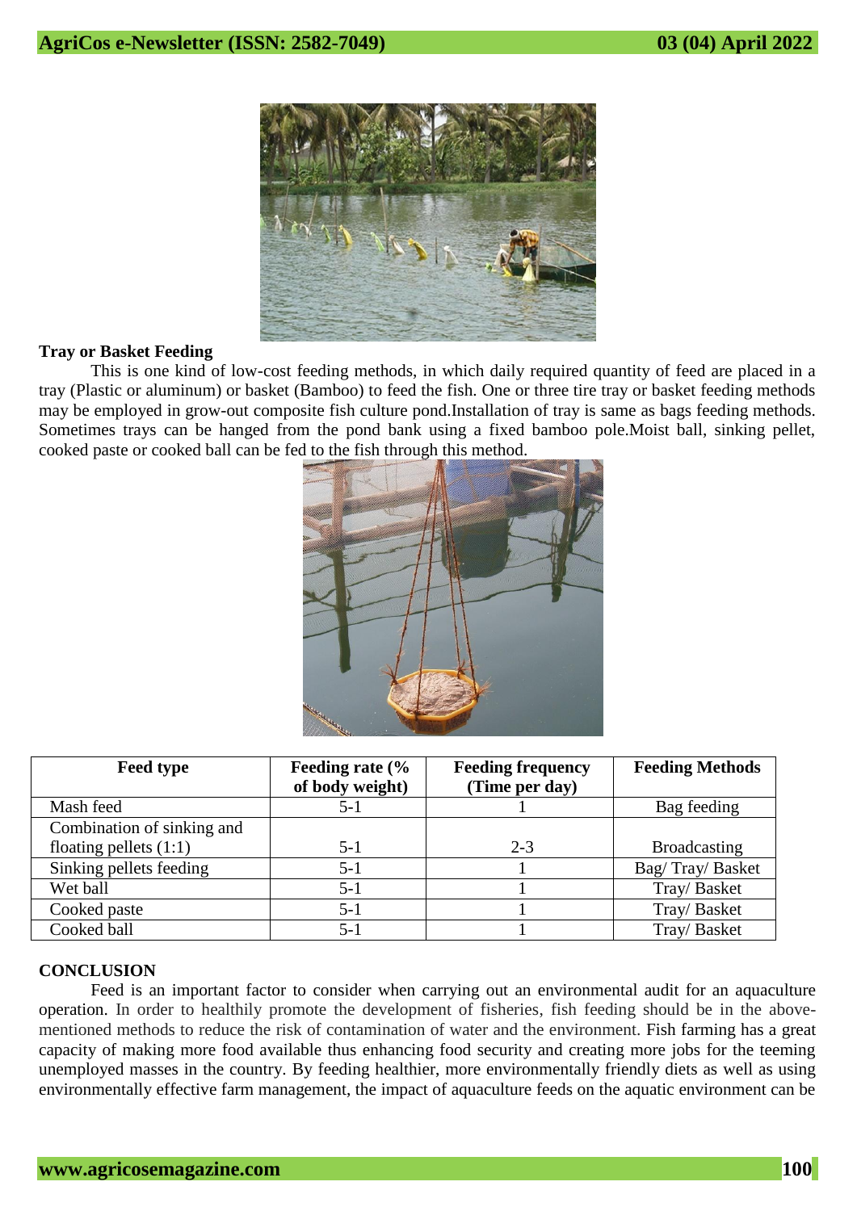**Tray or Basket Feeding**

This is one kind of low-cost feeding methods, in which daily required quantity of feed are placed in a tray (Plastic or aluminum) or basket (Bamboo) to feed the fish. One or three tire tray or basket feeding methods may be employed in grow-out composite fish culture pond.Installation of tray is same as bags feeding methods. Sometimes trays can be hanged from the pond bank using a fixed bamboo pole.Moist ball, sinking pellet, cooked paste or cooked ball can be fed to the fish through this method.

| Feed type | Feeding rate (% of body weight) | Feeding frequency (Time per day) | Feeding Methods |
|---|---|---|---|
| Mash feed | 5-1 | 1 | Bag feeding |
| Combination of sinking and floating pellets (1:1) | 5-1 | 2-3 | Broadcasting |
| Sinking pellets feeding | 5-1 | 1 | Bag/ Tray/ Basket |
| Wet ball | 5-1 | 1 | Tray/ Basket |
| Cooked paste | 5-1 | 1 | Tray/ Basket |
| Cooked ball | 5-1 | 1 | Tray/ Basket |

## CONCLUSION

Feed is an important factor to consider when carrying out an environmental audit for an aquaculture operation. In order to healthily promote the development of fisheries, fish feeding should be in the above-mentioned methods to reduce the risk of contamination of water and the environment. Fish farming has a great capacity of making more food available thus enhancing food security and creating more jobs for the teeming unemployed masses in the country. By feeding healthier, more environmentally friendly diets as well as using environmentally effective farm management, the impact of aquaculture feeds on the aquatic environment can be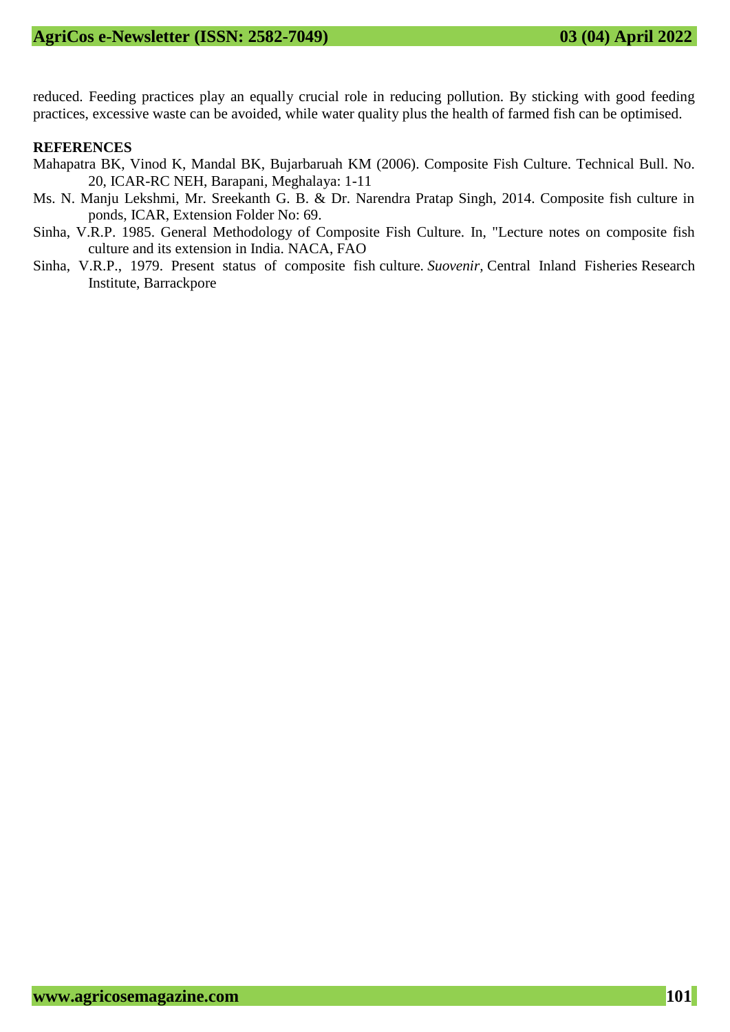reduced. Feeding practices play an equally crucial role in reducing pollution. By sticking with good feeding practices, excessive waste can be avoided, while water quality plus the health of farmed fish can be optimised.

**REFERENCES**

Mahapatra BK, Vinod K, Mandal BK, Bujarbaruah KM (2006). Composite Fish Culture. Technical Bull. No. 20, ICAR-RC NEH, Barapani, Meghalaya: 1-11

Ms. N. Manju Lekshmi, Mr. Sreekanth G. B. & Dr. Narendra Pratap Singh, 2014. Composite fish culture in ponds, ICAR, Extension Folder No: 69.

Sinha, V.R.P. 1985. General Methodology of Composite Fish Culture. In, "Lecture notes on composite fish culture and its extension in India. NACA, FAO

Sinha, V.R.P., 1979. Present status of composite fish culture. *Suovenir,* Central Inland Fisheries Research Institute, Barrackpore